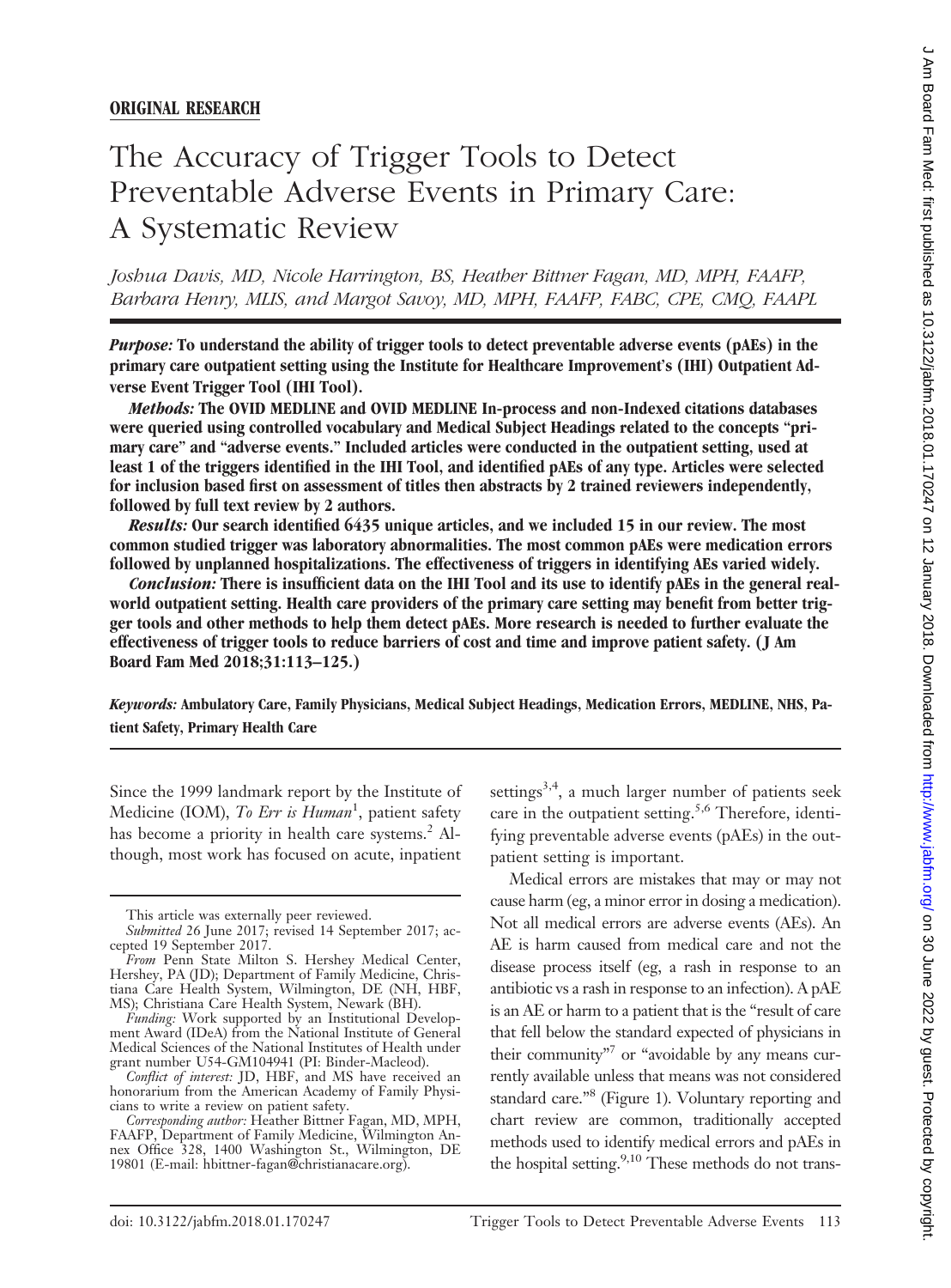**ORIGINAL RESEARCH**

# The Accuracy of Trigger Tools to Detect Preventable Adverse Events in Primary Care: A Systematic Review

*Joshua Davis, MD, Nicole Harrington, BS, Heather Bittner Fagan, MD, MPH, FAAFP, Barbara Henry, MLIS, and Margot Savoy, MD, MPH, FAAFP, FABC, CPE, CMQ, FAAPL*

***Purpose:*** **To understand the ability of trigger tools to detect preventable adverse events (pAEs) in the primary care outpatient setting using the Institute for Healthcare Improvement's (IHI) Outpatient Adverse Event Trigger Tool (IHI Tool).**

***Methods:*** **The OVID MEDLINE and OVID MEDLINE In-process and non-Indexed citations databases were queried using controlled vocabulary and Medical Subject Headings related to the concepts "primary care" and "adverse events." Included articles were conducted in the outpatient setting, used at least 1 of the triggers identified in the IHI Tool, and identified pAEs of any type. Articles were selected for inclusion based first on assessment of titles then abstracts by 2 trained reviewers independently, followed by full text review by 2 authors.**

***Results:*** **Our search identified 6435 unique articles, and we included 15 in our review. The most common studied trigger was laboratory abnormalities. The most common pAEs were medication errors followed by unplanned hospitalizations. The effectiveness of triggers in identifying AEs varied widely.**

***Conclusion:*** **There is insufficient data on the IHI Tool and its use to identify pAEs in the general real-world outpatient setting. Health care providers of the primary care setting may benefit from better trigger tools and other methods to help them detect pAEs. More research is needed to further evaluate the effectiveness of trigger tools to reduce barriers of cost and time and improve patient safety. (J Am Board Fam Med 2018;31:113–125.)**

***Keywords:*** **Ambulatory Care, Family Physicians, Medical Subject Headings, Medication Errors, MEDLINE, NHS, Patient Safety, Primary Health Care**

Since the 1999 landmark report by the Institute of Medicine (IOM), *To Err is Human*[1], patient safety has become a priority in health care systems.[2] Although, most work has focused on acute, inpatient settings[3,4], a much larger number of patients seek care in the outpatient setting.[5,6] Therefore, identifying preventable adverse events (pAEs) in the outpatient setting is important.

Medical errors are mistakes that may or may not cause harm (eg, a minor error in dosing a medication). Not all medical errors are adverse events (AEs). An AE is harm caused from medical care and not the disease process itself (eg, a rash in response to an antibiotic vs a rash in response to an infection). A pAE is an AE or harm to a patient that is the "result of care that fell below the standard expected of physicians in their community"[7] or "avoidable by any means currently available unless that means was not considered standard care."[8] (Figure 1). Voluntary reporting and chart review are common, traditionally accepted methods used to identify medical errors and pAEs in the hospital setting.[9,10] These methods do not trans-

This article was externally peer reviewed.

*Submitted* 26 June 2017; revised 14 September 2017; accepted 19 September 2017.

*From* Penn State Milton S. Hershey Medical Center, Hershey, PA (JD); Department of Family Medicine, Christiana Care Health System, Wilmington, DE (NH, HBF, MS); Christiana Care Health System, Newark (BH).

*Funding:* Work supported by an Institutional Development Award (IDeA) from the National Institute of General Medical Sciences of the National Institutes of Health under grant number U54-GM104941 (PI: Binder-Macleod).

*Conflict of interest:* JD, HBF, and MS have received an honorarium from the American Academy of Family Physicians to write a review on patient safety.

*Corresponding author:* Heather Bittner Fagan, MD, MPH, FAAFP, Department of Family Medicine, Wilmington Annex Office 328, 1400 Washington St., Wilmington, DE 19801 (E-mail: hbittner-fagan@christianacare.org).

doi: 10.3122/jabfm.2018.01.170247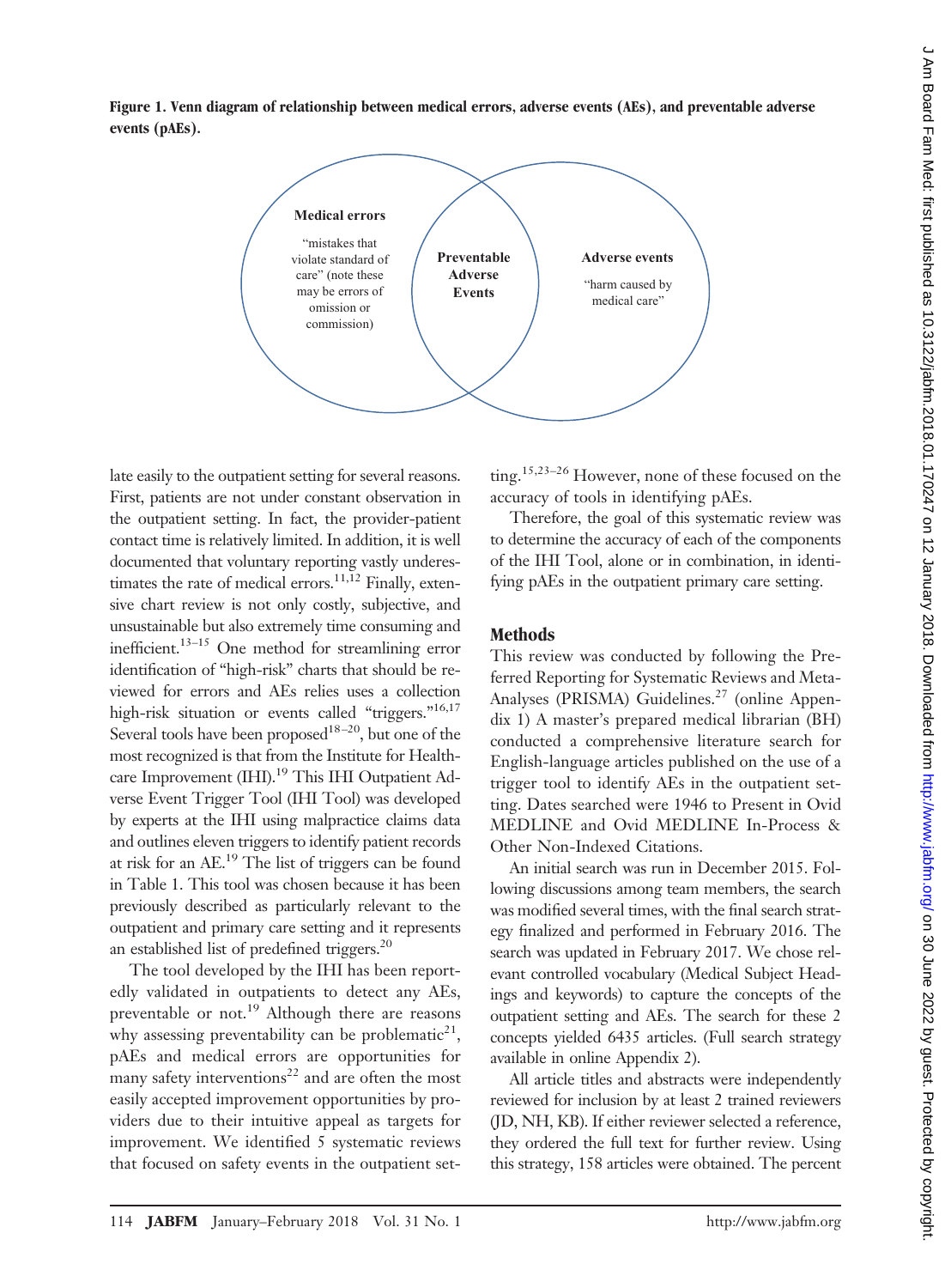**Figure 1. Venn diagram of relationship between medical errors, adverse events (AEs), and preventable adverse events (pAEs).**

Medical errors: "mistakes that violate standard of care" (note these may be errors of omission or commission)

Preventable Adverse Events

Adverse events: "harm caused by medical care"

late easily to the outpatient setting for several reasons. First, patients are not under constant observation in the outpatient setting. In fact, the provider-patient contact time is relatively limited. In addition, it is well documented that voluntary reporting vastly underestimates the rate of medical errors.[11,12] Finally, extensive chart review is not only costly, subjective, and unsustainable but also extremely time consuming and inefficient.[13–15] One method for streamlining error identification of "high-risk" charts that should be reviewed for errors and AEs relies uses a collection high-risk situation or events called "triggers."[16,17] Several tools have been proposed[18–20], but one of the most recognized is that from the Institute for Healthcare Improvement (IHI).[19] This IHI Outpatient Adverse Event Trigger Tool (IHI Tool) was developed by experts at the IHI using malpractice claims data and outlines eleven triggers to identify patient records at risk for an AE.[19] The list of triggers can be found in Table 1. This tool was chosen because it has been previously described as particularly relevant to the outpatient and primary care setting and it represents an established list of predefined triggers.[20]

The tool developed by the IHI has been reportedly validated in outpatients to detect any AEs, preventable or not.[19] Although there are reasons why assessing preventability can be problematic[21], pAEs and medical errors are opportunities for many safety interventions[22] and are often the most easily accepted improvement opportunities by providers due to their intuitive appeal as targets for improvement. We identified 5 systematic reviews that focused on safety events in the outpatient setting.[15,23–26] However, none of these focused on the accuracy of tools in identifying pAEs.

Therefore, the goal of this systematic review was to determine the accuracy of each of the components of the IHI Tool, alone or in combination, in identifying pAEs in the outpatient primary care setting.

## Methods

This review was conducted by following the Preferred Reporting for Systematic Reviews and Meta-Analyses (PRISMA) Guidelines.[27] (online Appendix 1) A master's prepared medical librarian (BH) conducted a comprehensive literature search for English-language articles published on the use of a trigger tool to identify AEs in the outpatient setting. Dates searched were 1946 to Present in Ovid MEDLINE and Ovid MEDLINE In-Process & Other Non-Indexed Citations.

An initial search was run in December 2015. Following discussions among team members, the search was modified several times, with the final search strategy finalized and performed in February 2016. The search was updated in February 2017. We chose relevant controlled vocabulary (Medical Subject Headings and keywords) to capture the concepts of the outpatient setting and AEs. The search for these 2 concepts yielded 6435 articles. (Full search strategy available in online Appendix 2).

All article titles and abstracts were independently reviewed for inclusion by at least 2 trained reviewers (JD, NH, KB). If either reviewer selected a reference, they ordered the full text for further review. Using this strategy, 158 articles were obtained. The percent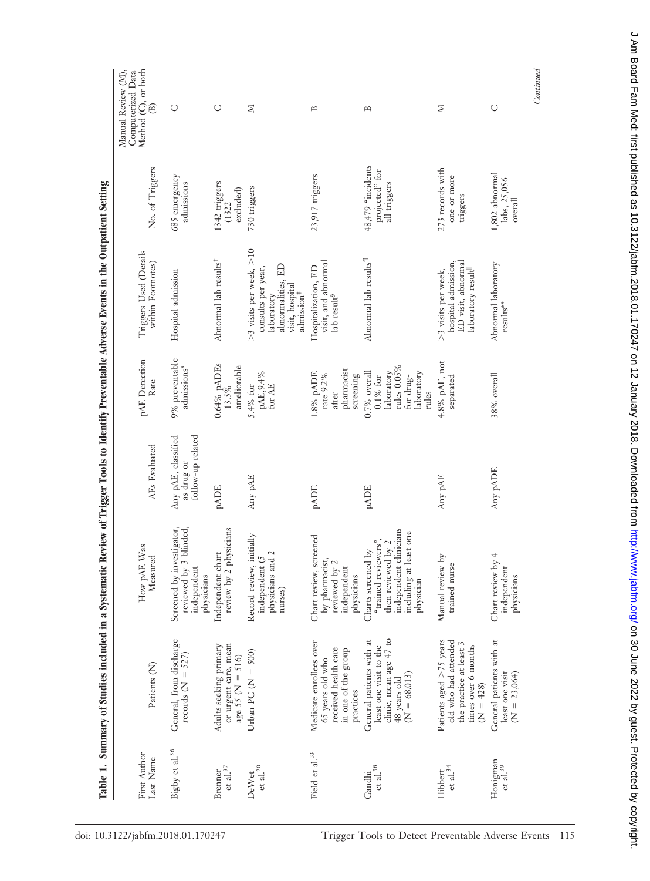**Table 1. Summary of Studies included in a Systematic Review of Trigger Tools to Identify Preventable Adverse Events in the Outpatient Setting**

| First Author Last Name | Patients (N) | How pAE Was Measured | AEs Evaluated | pAE Detection Rate | Triggers Used (Details within Footnotes) | No. of Triggers | Manual Review (M), Computerized Data Method (C), or both (B) |
|---|---|---|---|---|---|---|---|
| Bigby et al.[36] | General, from discharge records (N = 527) | Screened by investigator, reviewed by 3 blinded, independent physicians | Any pAE, classified as drug or follow-up related | 9% preventable admissions* | Hospital admission | 685 emergency admissions | C |
| Brenner et al.[37] | Adults seeking primary or urgent care, mean age 55 (N = 516) | Independent chart review by 2 physicians | pADE | 0.64% pADEs 13.5% ameliorable | Abnormal lab results† | 1342 triggers (1322 excluded) | C |
| DeWet et al.[20] | Urban PC (N = 500) | Record review, initially independent (5 physicians and 2 nurses) | Any pAE | 5.4% for pAE 9.4% for AE | >3 visits per week, >10 consults per year, laboratory abnormalities, ED visit, hospital admission‡ | 730 triggers | M |
| Field et al.[33] | Medicare enrollees over 65 years old who received health care in one of the group practices | Chart review, screened by pharmacist, reviewed by 2 independent physicians | pADE | 1.8% pADE rate 9.2% after pharmacist screening | Hospitalization, ED visit, and abnormal lab result§ | 23,917 triggers | B |
| Gandhi et al.[38] | General patients with at least one visit to the clinic, mean age 47 to 48 years old (N = 68,013) | Charts screened by "trained reviewers", then reviewed by 2 independent clinicians including at least one physician | pADE | 0.7% overall 0.1% for laboratory rules 0.05% for drug-laboratory rules | Abnormal lab results¶ | 48,479 "incidents projected" for all triggers | B |
| Hibbert et al.[34] | Patients aged >75 years old who had attended the practice at least 3 times over 6 months (N = 428) | Manual review by trained nurse | Any pAE | 4.8% pAE, not separated | >3 visits per week, hospital admission, ED visit, abnormal laboratory result‖ | 273 records with one or more triggers | M |
| Honigman et al.[39] | General patients with at least one visit (N = 23,064) | Chart review by 4 independent physicians | Any pADE | 38% overall | Abnormal laboratory results** | 1,802 abnormal labs, 25,056 overall | C |

*Continued*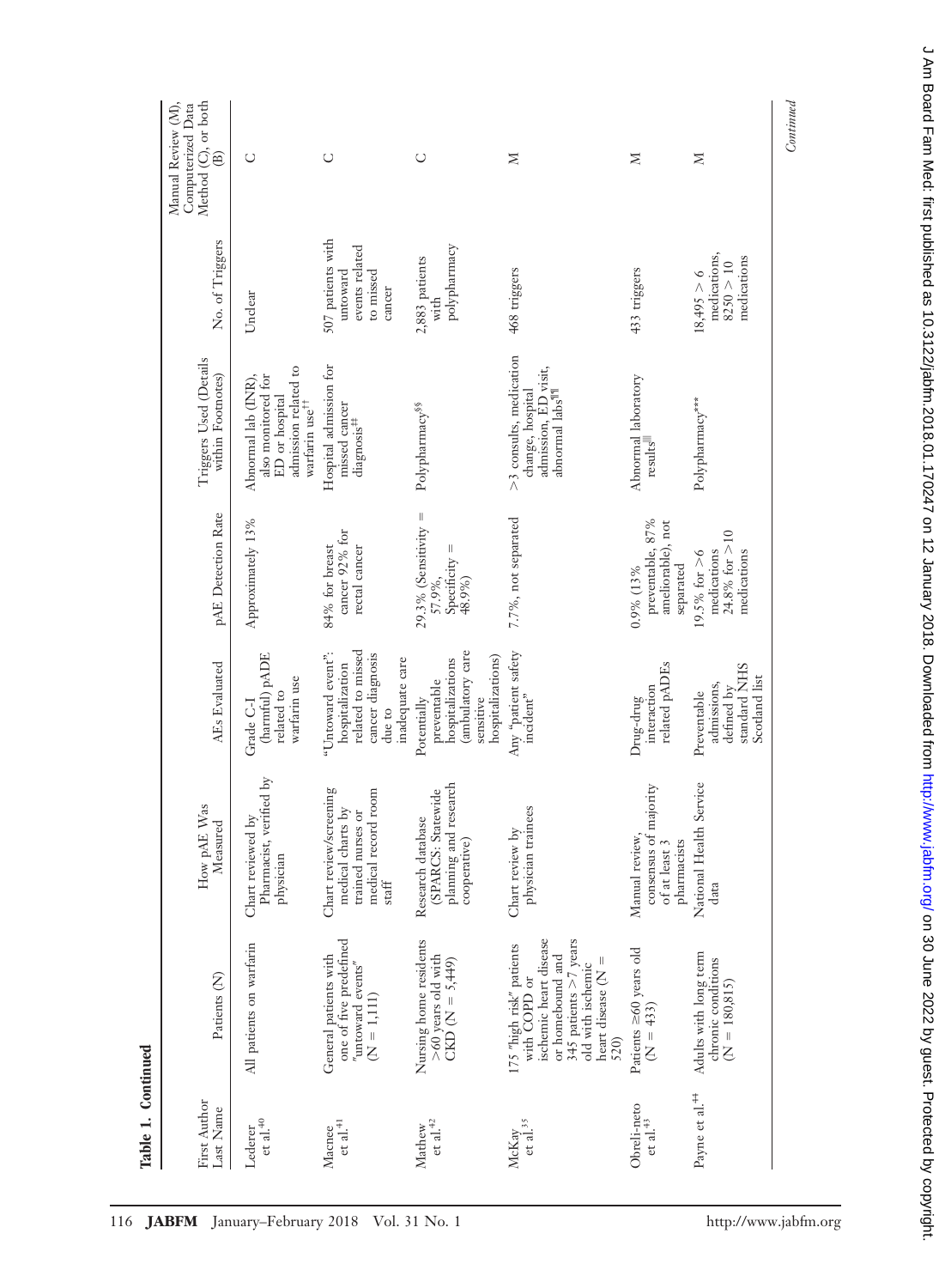**Table 1. Continued**

| First Author Last Name | Patients (N) | How pAE Was Measured | AEs Evaluated | pAE Detection Rate | Triggers Used (Details within Footnotes) | No. of Triggers | Manual Review (M), Computerized Data Method (C), or both (B) |
|---|---|---|---|---|---|---|---|
| Lederer et al.[40] | All patients on warfarin | Chart reviewed by Pharmacist, verified by physician | Grade C-I (harmful) pADE related to warfarin use | Approximately 13% | Abnormal lab (INR), also monitored for ED or hospital admission related to warfarin use[††] | Unclear | C |
| Macnee et al.[41] | General patients with one of five predefined "untoward events" (N = 1,111) | Chart review/screening medical charts by trained nurses or medical record room staff | "Untoward event": hospitalization related to missed cancer diagnosis due to inadequate care | 84% for breast cancer 92% for rectal cancer | Hospital admission for missed cancer diagnosis[‡‡] | 507 patients with untoward events related to missed cancer | C |
| Mathew et al.[42] | Nursing home residents >60 years old with CKD (N = 5,449) | Research database (SPARCS: Statewide planning and research cooperative) | Potentially preventable hospitalizations (ambulatory care sensitive hospitalizations) | 29.3% (Sensitivity = 57.9%, Specificity = 48.9%) | Polypharmacy[§§] | 2,883 patients with polypharmacy | C |
| McKay et al.[35] | 175 "high risk" patients with COPD or ischemic heart disease or homebound and 345 patients >7 years old with ischemic heart disease (N = 520) | Chart review by physician trainees | Any "patient safety incident" | 7.7%, not separated | >3 consults, medication change, hospital admission, ED visit, abnormal labs[¶¶] | 468 triggers | M |
| Obreli-neto et al.[43] | Patients ≥60 years old (N = 433) | Manual review, consensus of majority of at least 3 pharmacists | Drug-drug interaction related pADEs | 0.9% (13% preventable, 87% ameliorable), not separated | Abnormal laboratory results[‖‖] | 433 triggers | M |
| Payne et al.[44] | Adults with long term chronic conditions (N = 180,815) | National Health Service data | Preventable admissions, defined by standard NHS Scotland list | 19.5% for >6 medications 24.8% for >10 medications | Polypharmacy[***] | 18,495 > 6 medications, 8250 > 10 medications | M |

*Continued*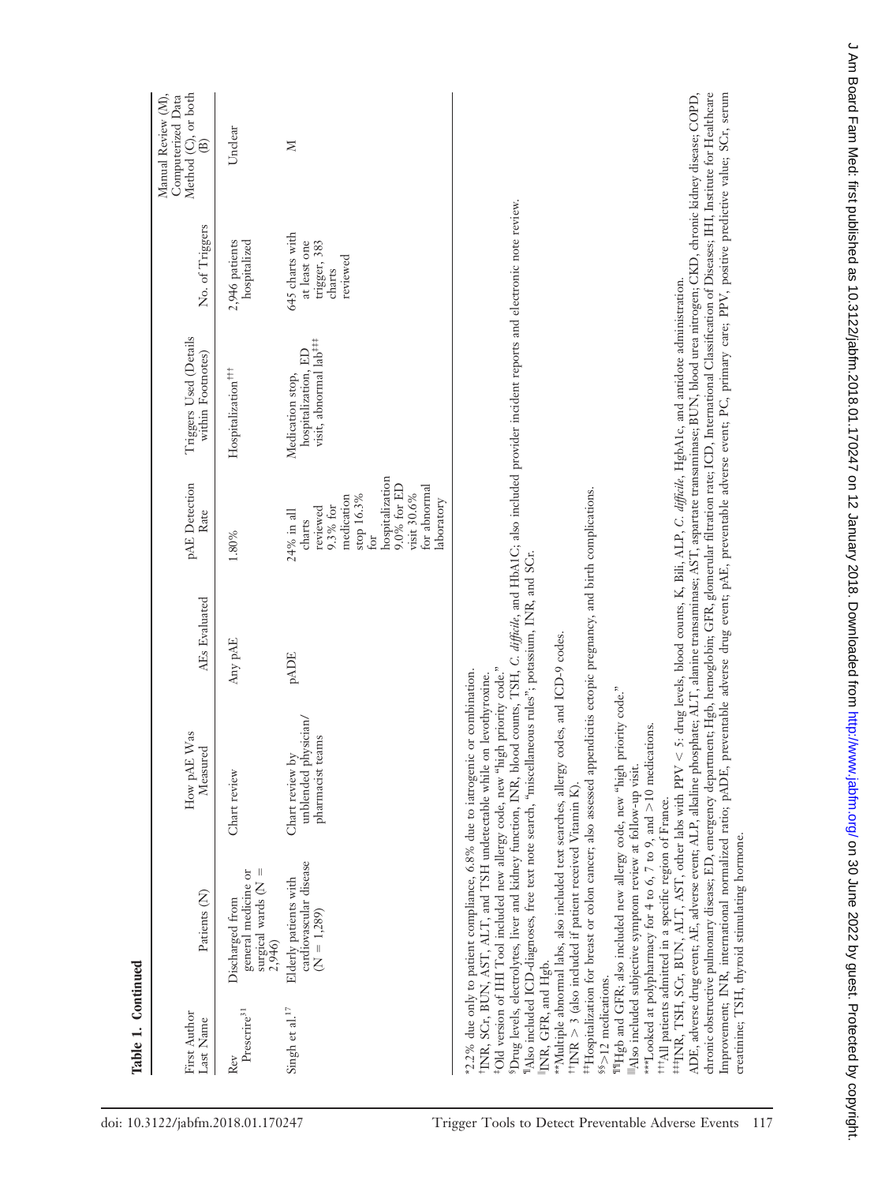**Table 1. Continued**

| First Author Last Name | Patients (N) | How pAE Was Measured | AEs Evaluated | pAE Detection Rate | Triggers Used (Details within Footnotes) | No. of Triggers | Manual Review (M), Computerized Data Method (C), or both (B) |
|---|---|---|---|---|---|---|---|
| Rev Prescrire[31] | Discharged from general medicine or surgical wards (N = 2,946) | Chart review | Any pAE | 1.80% | Hospitalization[†††] | 2,946 patients hospitalized | Unclear |
| Singh et al.[17] | Elderly patients with cardiovascular disease (N = 1,289) | Chart review by unblended physician/pharmacist teams | pADE | 24% in all charts reviewed 9.3% for medication stop 16.3% for hospitalization 9.0% for ED visit 30.6% for abnormal laboratory | Medication stop, hospitalization, ED visit, abnormal lab[‡‡‡] | 645 charts with at least one trigger, 383 charts reviewed | M |

*2.2% due only to patient compliance, 6.8% due to iatrogenic or combination.
†INR, SCr, BUN, AST, ALT, and TSH undetectable while on levothyroxine.
‡Old version of IHI Tool included new allergy code, new "high priority code."
§Drug levels, electrolytes, liver and kidney function, INR, blood counts, TSH, *C. difficile*, and HbA1C; also included provider incident reports and electronic note review.
¶Also included ICD-diagnoses, free text note search, "miscellaneous rules"; potassium, INR, and SCr.
‖INR, GFR, and Hgb.
**Multiple abnormal labs, also included text searches, allergy codes, and ICD-9 codes.
††INR > 3 (also included if patient received Vitamin K).
‡‡Hospitalization for breast or colon cancer; also assessed appendicitis ectopic pregnancy, and birth complications.
§§>12 medications.
¶¶Hgb and GFR; also included new allergy code, new "high priority code."
‖‖Also included subjective symptom review at follow-up visit.
***Looked at polypharmacy for 4 to 6, 7 to 9, and >10 medications.
†††All patients admitted in a specific region of France.
‡‡‡INR, TSH, SCr, BUN, ALT, AST, other labs with PPV < 5: drug levels, blood counts, K, Bili, ALP, *C. difficile*, HgbA1c, and antidote administration.
ADE, adverse drug event; AE, adverse event; ALP, alkaline phosphate; ALT, alanine transaminase; AST, aspartate transaminase; BUN, blood urea nitrogen; CKD, chronic kidney disease; COPD, chronic obstructive pulmonary disease; ED, emergency department; Hgb, hemoglobin; GFR, glomerular filtration rate; ICD, International Classification of Diseases; IHI, Institute for Healthcare Improvement; INR, international normalized ratio; pADE, preventable adverse drug event; pAE, preventable adverse event; PC, primary care; PPV, positive predictive value; SCr, serum creatinine; TSH, thyroid stimulating hormone.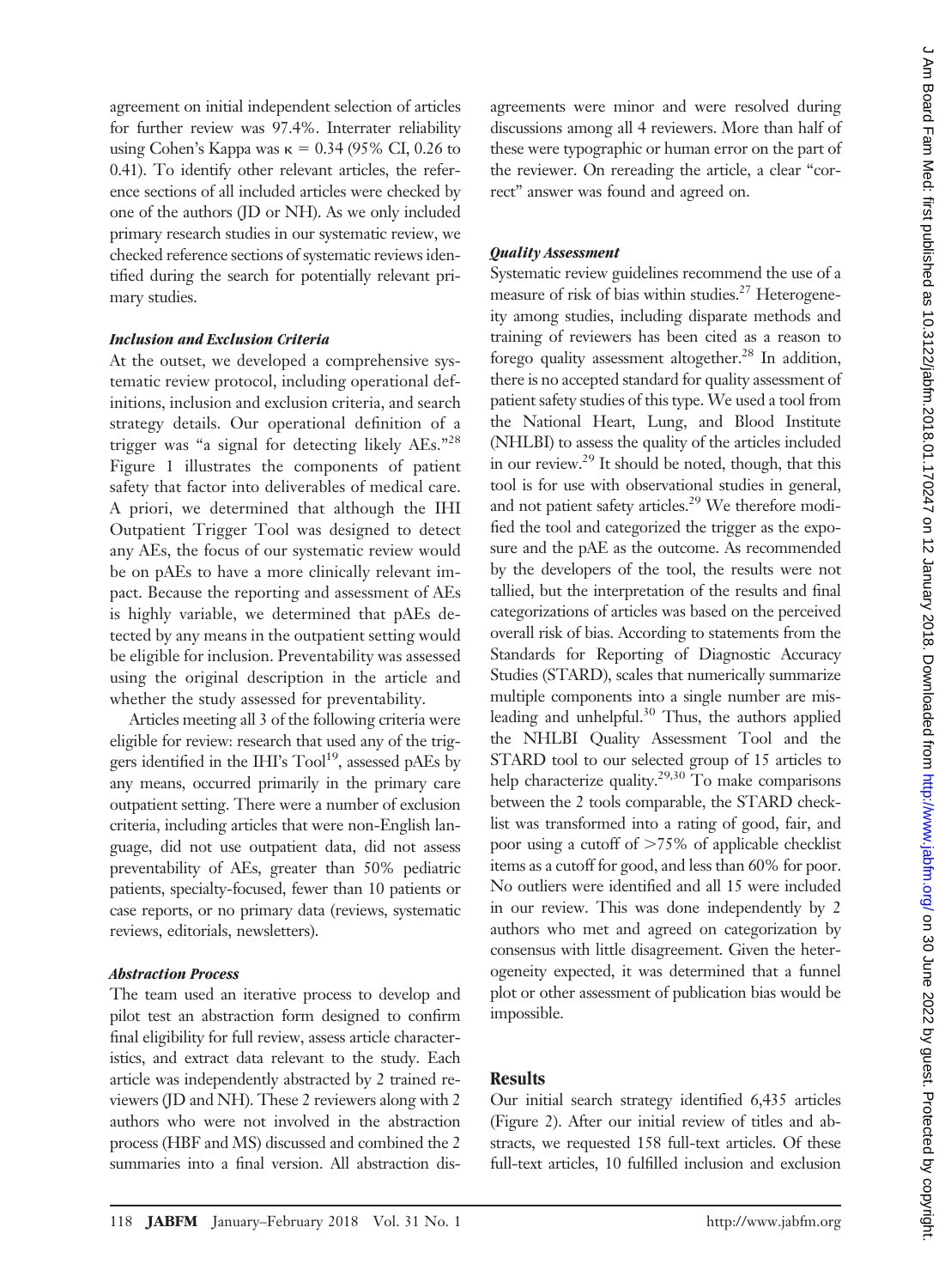agreement on initial independent selection of articles for further review was 97.4%. Interrater reliability using Cohen's Kappa was $\kappa = 0.34$ (95% CI, 0.26 to 0.41). To identify other relevant articles, the reference sections of all included articles were checked by one of the authors (JD or NH). As we only included primary research studies in our systematic review, we checked reference sections of systematic reviews identified during the search for potentially relevant primary studies.

### *Inclusion and Exclusion Criteria*

At the outset, we developed a comprehensive systematic review protocol, including operational definitions, inclusion and exclusion criteria, and search strategy details. Our operational definition of a trigger was "a signal for detecting likely AEs."[28] Figure 1 illustrates the components of patient safety that factor into deliverables of medical care. A priori, we determined that although the IHI Outpatient Trigger Tool was designed to detect any AEs, the focus of our systematic review would be on pAEs to have a more clinically relevant impact. Because the reporting and assessment of AEs is highly variable, we determined that pAEs detected by any means in the outpatient setting would be eligible for inclusion. Preventability was assessed using the original description in the article and whether the study assessed for preventability.

Articles meeting all 3 of the following criteria were eligible for review: research that used any of the triggers identified in the IHI's Tool[19], assessed pAEs by any means, occurred primarily in the primary care outpatient setting. There were a number of exclusion criteria, including articles that were non-English language, did not use outpatient data, did not assess preventability of AEs, greater than 50% pediatric patients, specialty-focused, fewer than 10 patients or case reports, or no primary data (reviews, systematic reviews, editorials, newsletters).

### *Abstraction Process*

The team used an iterative process to develop and pilot test an abstraction form designed to confirm final eligibility for full review, assess article characteristics, and extract data relevant to the study. Each article was independently abstracted by 2 trained reviewers (JD and NH). These 2 reviewers along with 2 authors who were not involved in the abstraction process (HBF and MS) discussed and combined the 2 summaries into a final version. All abstraction disagreements were minor and were resolved during discussions among all 4 reviewers. More than half of these were typographic or human error on the part of the reviewer. On rereading the article, a clear "correct" answer was found and agreed on.

### *Quality Assessment*

Systematic review guidelines recommend the use of a measure of risk of bias within studies.[27] Heterogeneity among studies, including disparate methods and training of reviewers has been cited as a reason to forego quality assessment altogether.[28] In addition, there is no accepted standard for quality assessment of patient safety studies of this type. We used a tool from the National Heart, Lung, and Blood Institute (NHLBI) to assess the quality of the articles included in our review.[29] It should be noted, though, that this tool is for use with observational studies in general, and not patient safety articles.[29] We therefore modified the tool and categorized the trigger as the exposure and the pAE as the outcome. As recommended by the developers of the tool, the results were not tallied, but the interpretation of the results and final categorizations of articles was based on the perceived overall risk of bias. According to statements from the Standards for Reporting of Diagnostic Accuracy Studies (STARD), scales that numerically summarize multiple components into a single number are misleading and unhelpful.[30] Thus, the authors applied the NHLBI Quality Assessment Tool and the STARD tool to our selected group of 15 articles to help characterize quality.[29,30] To make comparisons between the 2 tools comparable, the STARD checklist was transformed into a rating of good, fair, and poor using a cutoff of >75% of applicable checklist items as a cutoff for good, and less than 60% for poor. No outliers were identified and all 15 were included in our review. This was done independently by 2 authors who met and agreed on categorization by consensus with little disagreement. Given the heterogeneity expected, it was determined that a funnel plot or other assessment of publication bias would be impossible.

## Results

Our initial search strategy identified 6,435 articles (Figure 2). After our initial review of titles and abstracts, we requested 158 full-text articles. Of these full-text articles, 10 fulfilled inclusion and exclusion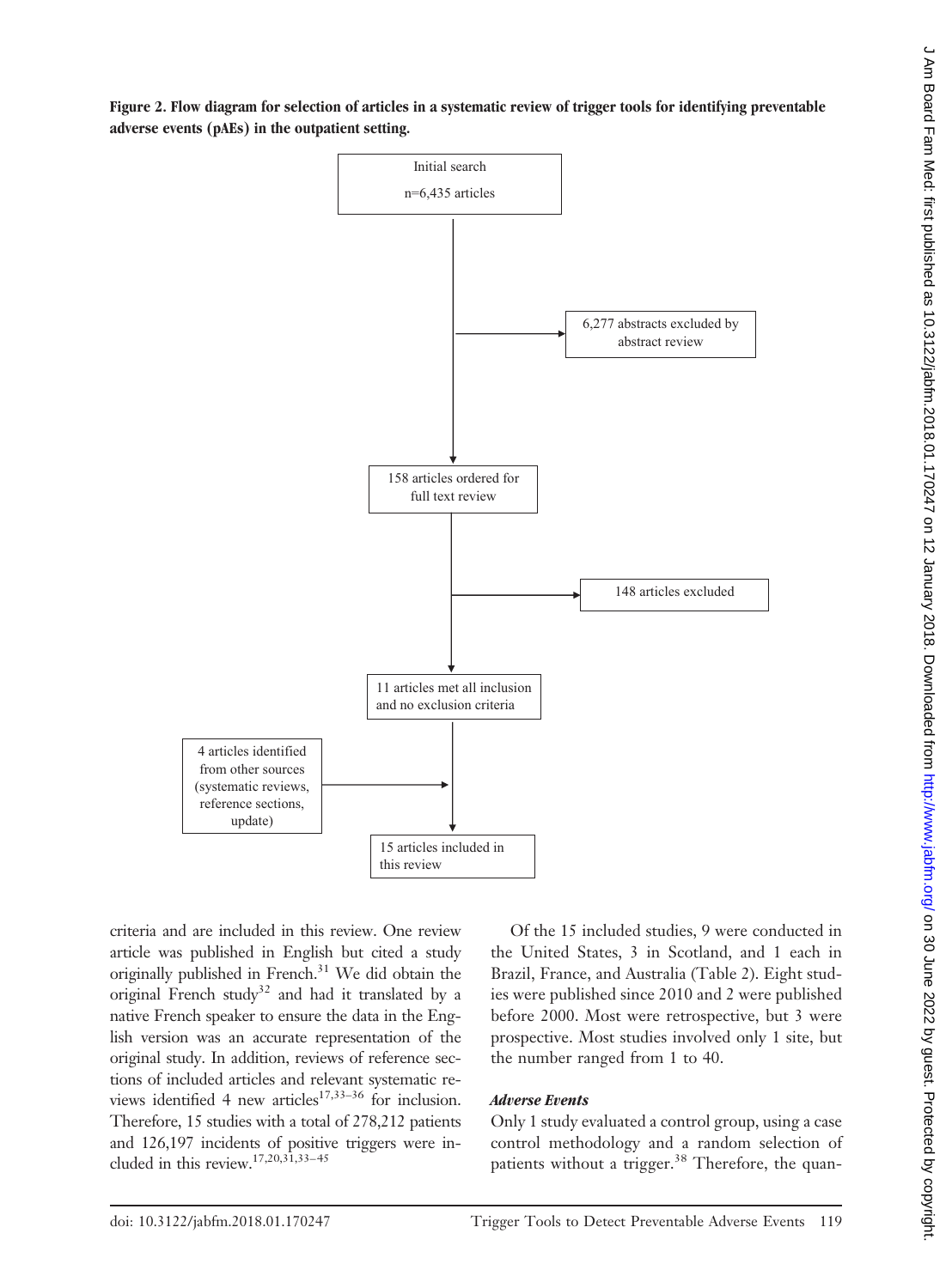**Figure 2. Flow diagram for selection of articles in a systematic review of trigger tools for identifying preventable adverse events (pAEs) in the outpatient setting.**

Initial search
n=6,435 articles

→ 6,277 abstracts excluded by abstract review

158 articles ordered for full text review

→ 148 articles excluded

11 articles met all inclusion and no exclusion criteria

4 articles identified from other sources (systematic reviews, reference sections, update) →

15 articles included in this review

criteria and are included in this review. One review article was published in English but cited a study originally published in French.[31] We did obtain the original French study[32] and had it translated by a native French speaker to ensure the data in the English version was an accurate representation of the original study. In addition, reviews of reference sections of included articles and relevant systematic reviews identified 4 new articles[17,33–36] for inclusion. Therefore, 15 studies with a total of 278,212 patients and 126,197 incidents of positive triggers were included in this review.[17,20,31,33–45]

Of the 15 included studies, 9 were conducted in the United States, 3 in Scotland, and 1 each in Brazil, France, and Australia (Table 2). Eight studies were published since 2010 and 2 were published before 2000. Most were retrospective, but 3 were prospective. Most studies involved only 1 site, but the number ranged from 1 to 40.

### *Adverse Events*

Only 1 study evaluated a control group, using a case control methodology and a random selection of patients without a trigger.[38] Therefore, the quan-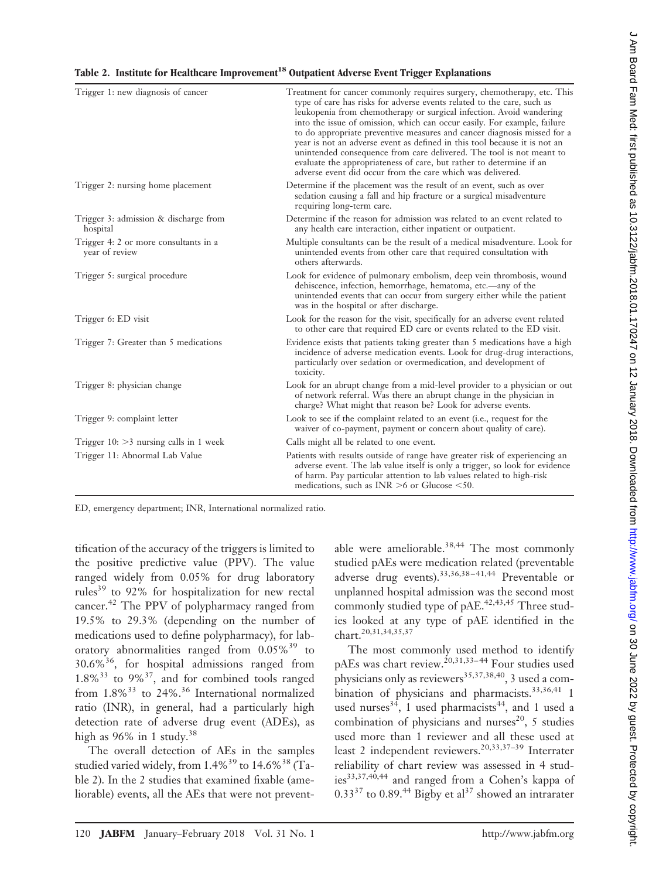**Table 2. Institute for Healthcare Improvement[18] Outpatient Adverse Event Trigger Explanations**

| | |
|---|---|
| Trigger 1: new diagnosis of cancer | Treatment for cancer commonly requires surgery, chemotherapy, etc. This type of care has risks for adverse events related to the care, such as leukopenia from chemotherapy or surgical infection. Avoid wandering into the issue of omission, which can occur easily. For example, failure to do appropriate preventive measures and cancer diagnosis missed for a year is not an adverse event as defined in this tool because it is not an unintended consequence from care delivered. The tool is not meant to evaluate the appropriateness of care, but rather to determine if an adverse event did occur from the care which was delivered. |
| Trigger 2: nursing home placement | Determine if the placement was the result of an event, such as over sedation causing a fall and hip fracture or a surgical misadventure requiring long-term care. |
| Trigger 3: admission & discharge from hospital | Determine if the reason for admission was related to an event related to any health care interaction, either inpatient or outpatient. |
| Trigger 4: 2 or more consultants in a year of review | Multiple consultants can be the result of a medical misadventure. Look for unintended events from other care that required consultation with others afterwards. |
| Trigger 5: surgical procedure | Look for evidence of pulmonary embolism, deep vein thrombosis, wound dehiscence, infection, hemorrhage, hematoma, etc.—any of the unintended events that can occur from surgery either while the patient was in the hospital or after discharge. |
| Trigger 6: ED visit | Look for the reason for the visit, specifically for an adverse event related to other care that required ED care or events related to the ED visit. |
| Trigger 7: Greater than 5 medications | Evidence exists that patients taking greater than 5 medications have a high incidence of adverse medication events. Look for drug-drug interactions, particularly over sedation or overmedication, and development of toxicity. |
| Trigger 8: physician change | Look for an abrupt change from a mid-level provider to a physician or out of network referral. Was there an abrupt change in the physician in charge? What might that reason be? Look for adverse events. |
| Trigger 9: complaint letter | Look to see if the complaint related to an event (i.e., request for the waiver of co-payment, payment or concern about quality of care). |
| Trigger 10: >3 nursing calls in 1 week | Calls might all be related to one event. |
| Trigger 11: Abnormal Lab Value | Patients with results outside of range have greater risk of experiencing an adverse event. The lab value itself is only a trigger, so look for evidence of harm. Pay particular attention to lab values related to high-risk medications, such as INR >6 or Glucose <50. |

ED, emergency department; INR, International normalized ratio.

tification of the accuracy of the triggers is limited to the positive predictive value (PPV). The value ranged widely from 0.05% for drug laboratory rules[39] to 92% for hospitalization for new rectal cancer.[42] The PPV of polypharmacy ranged from 19.5% to 29.3% (depending on the number of medications used to define polypharmacy), for laboratory abnormalities ranged from 0.05%[39] to 30.6%[36], for hospital admissions ranged from 1.8%[33] to 9%[37], and for combined tools ranged from 1.8%[33] to 24%.[36] International normalized ratio (INR), in general, had a particularly high detection rate of adverse drug event (ADEs), as high as 96% in 1 study.[38]

The overall detection of AEs in the samples studied varied widely, from 1.4%[39] to 14.6%[38] (Table 2). In the 2 studies that examined fixable (ameliorable) events, all the AEs that were not preventable were ameliorable.[38,44] The most commonly studied pAEs were medication related (preventable adverse drug events).[33,36,38–41,44] Preventable or unplanned hospital admission was the second most commonly studied type of pAE.[42,43,45] Three studies looked at any type of pAE identified in the chart.[20,31,34,35,37]

The most commonly used method to identify pAEs was chart review.[20,31,33–44] Four studies used physicians only as reviewers[35,37,38,40], 3 used a combination of physicians and pharmacists.[33,36,41] 1 used nurses[34], 1 used pharmacists[44], and 1 used a combination of physicians and nurses[20], 5 studies used more than 1 reviewer and all these used at least 2 independent reviewers.[20,33,37–39] Interrater reliability of chart review was assessed in 4 studies[33,37,40,44] and ranged from a Cohen's kappa of 0.33[37] to 0.89.[44] Bigby et al[37] showed an intrarater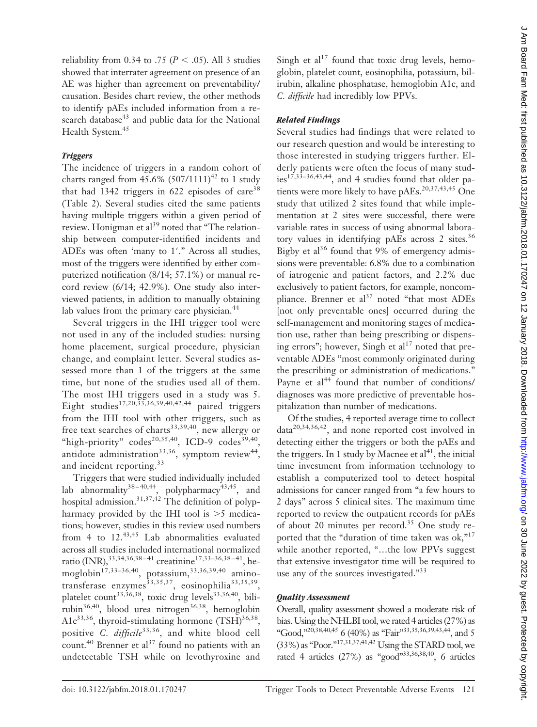reliability from 0.34 to .75 ($P < .05$). All 3 studies showed that interrater agreement on presence of an AE was higher than agreement on preventability/causation. Besides chart review, the other methods to identify pAEs included information from a research database[43] and public data for the National Health System.[45]

### *Triggers*

The incidence of triggers in a random cohort of charts ranged from 45.6% (507/1111)[42] to 1 study that had 1342 triggers in 622 episodes of care[38] (Table 2). Several studies cited the same patients having multiple triggers within a given period of review. Honigman et al[39] noted that "The relationship between computer-identified incidents and ADEs was often 'many to 1'." Across all studies, most of the triggers were identified by either computerized notification (8/14; 57.1%) or manual record review (6/14; 42.9%). One study also interviewed patients, in addition to manually obtaining lab values from the primary care physician.[44]

Several triggers in the IHI trigger tool were not used in any of the included studies: nursing home placement, surgical procedure, physician change, and complaint letter. Several studies assessed more than 1 of the triggers at the same time, but none of the studies used all of them. The most IHI triggers used in a study was 5. Eight studies[17,20,33,36,39,40,42,44] paired triggers from the IHI tool with other triggers, such as free text searches of charts[33,39,40], new allergy or "high-priority" codes[20,35,40], ICD-9 codes[39,40], antidote administration[33,36], symptom review[44], and incident reporting.[33]

Triggers that were studied individually included lab abnormality[38–40,44], polypharmacy[43,45], and hospital admission.[31,37,42] The definition of polypharmacy provided by the IHI tool is >5 medications; however, studies in this review used numbers from 4 to 12.[43,45] Lab abnormalities evaluated across all studies included international normalized ratio (INR),[33,34,36,38–41] creatinine[17,33–36,38–41], hemoglobin[17,33–36,40], potassium,[33,36,39,40] aminotransferase enzymes[33,35,37], eosinophilia[33,35,39], platelet count[33,36,38], toxic drug levels[33,36,40], bilirubin[36,40], blood urea nitrogen[36,38], hemoglobin A1c[33,36], thyroid-stimulating hormone (TSH)[36,38], positive *C. difficile*[33,36], and white blood cell count.[40] Brenner et al[37] found no patients with an undetectable TSH while on levothyroxine and Singh et al[17] found that toxic drug levels, hemoglobin, platelet count, eosinophilia, potassium, bilirubin, alkaline phosphatase, hemoglobin A1c, and *C. difficile* had incredibly low PPVs.

### *Related Findings*

Several studies had findings that were related to our research question and would be interesting to those interested in studying triggers further. Elderly patients were often the focus of many studies[17,33–36,43,44], and 4 studies found that older patients were more likely to have pAEs.[20,37,43,45] One study that utilized 2 sites found that while implementation at 2 sites were successful, there were variable rates in success of using abnormal laboratory values in identifying pAEs across 2 sites.[36] Bigby et al[36] found that 9% of emergency admissions were preventable: 6.8% due to a combination of iatrogenic and patient factors, and 2.2% due exclusively to patient factors, for example, noncompliance. Brenner et al[37] noted "that most ADEs [not only preventable ones] occurred during the self-management and monitoring stages of medication use, rather than being prescribing or dispensing errors"; however, Singh et al[17] noted that preventable ADEs "most commonly originated during the prescribing or administration of medications." Payne et al[44] found that number of conditions/diagnoses was more predictive of preventable hospitalization than number of medications.

Of the studies, 4 reported average time to collect data[20,34,36,42], and none reported cost involved in detecting either the triggers or both the pAEs and the triggers. In 1 study by Macnee et al[41], the initial time investment from information technology to establish a computerized tool to detect hospital admissions for cancer ranged from "a few hours to 2 days" across 5 clinical sites. The maximum time reported to review the outpatient records for pAEs of about 20 minutes per record.[35] One study reported that the "duration of time taken was ok,"[17] while another reported, "…the low PPVs suggest that extensive investigator time will be required to use any of the sources investigated."[33]

### *Quality Assessment*

Overall, quality assessment showed a moderate risk of bias. Using the NHLBI tool, we rated 4 articles (27%) as "Good,"[20,38,40,45] 6 (40%) as "Fair"[33,35,36,39,43,44], and 5 (33%) as "Poor."[17,31,37,41,42] Using the STARD tool, we rated 4 articles (27%) as "good"[33,36,38,40], 6 articles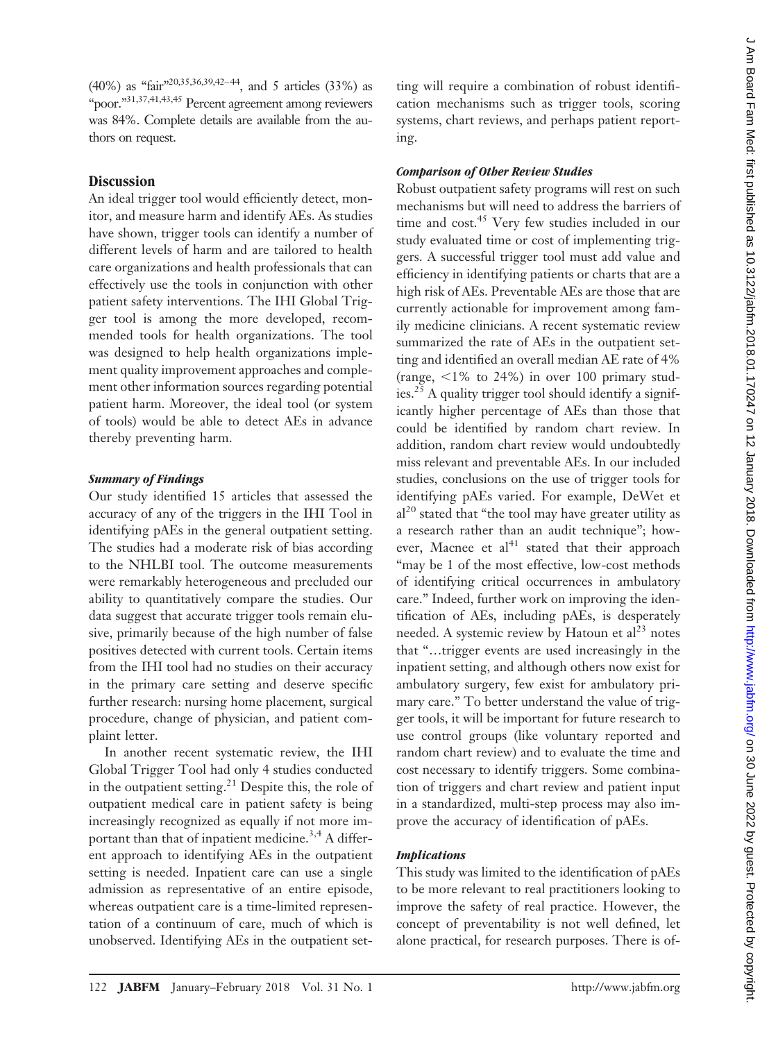(40%) as "fair"[20,35,36,39,42–44], and 5 articles (33%) as "poor."[31,37,41,43,45] Percent agreement among reviewers was 84%. Complete details are available from the authors on request.

## Discussion

An ideal trigger tool would efficiently detect, monitor, and measure harm and identify AEs. As studies have shown, trigger tools can identify a number of different levels of harm and are tailored to health care organizations and health professionals that can effectively use the tools in conjunction with other patient safety interventions. The IHI Global Trigger tool is among the more developed, recommended tools for health organizations. The tool was designed to help health organizations implement quality improvement approaches and complement other information sources regarding potential patient harm. Moreover, the ideal tool (or system of tools) would be able to detect AEs in advance thereby preventing harm.

### *Summary of Findings*

Our study identified 15 articles that assessed the accuracy of any of the triggers in the IHI Tool in identifying pAEs in the general outpatient setting. The studies had a moderate risk of bias according to the NHLBI tool. The outcome measurements were remarkably heterogeneous and precluded our ability to quantitatively compare the studies. Our data suggest that accurate trigger tools remain elusive, primarily because of the high number of false positives detected with current tools. Certain items from the IHI tool had no studies on their accuracy in the primary care setting and deserve specific further research: nursing home placement, surgical procedure, change of physician, and patient complaint letter.

In another recent systematic review, the IHI Global Trigger Tool had only 4 studies conducted in the outpatient setting.[21] Despite this, the role of outpatient medical care in patient safety is being increasingly recognized as equally if not more important than that of inpatient medicine.[3,4] A different approach to identifying AEs in the outpatient setting is needed. Inpatient care can use a single admission as representative of an entire episode, whereas outpatient care is a time-limited representation of a continuum of care, much of which is unobserved. Identifying AEs in the outpatient setting will require a combination of robust identification mechanisms such as trigger tools, scoring systems, chart reviews, and perhaps patient reporting.

### *Comparison of Other Review Studies*

Robust outpatient safety programs will rest on such mechanisms but will need to address the barriers of time and cost.[45] Very few studies included in our study evaluated time or cost of implementing triggers. A successful trigger tool must add value and efficiency in identifying patients or charts that are a high risk of AEs. Preventable AEs are those that are currently actionable for improvement among family medicine clinicians. A recent systematic review summarized the rate of AEs in the outpatient setting and identified an overall median AE rate of 4% (range, <1% to 24%) in over 100 primary studies.[25] A quality trigger tool should identify a significantly higher percentage of AEs than those that could be identified by random chart review. In addition, random chart review would undoubtedly miss relevant and preventable AEs. In our included studies, conclusions on the use of trigger tools for identifying pAEs varied. For example, DeWet et al[20] stated that "the tool may have greater utility as a research rather than an audit technique"; however, Macnee et al[41] stated that their approach "may be 1 of the most effective, low-cost methods of identifying critical occurrences in ambulatory care." Indeed, further work on improving the identification of AEs, including pAEs, is desperately needed. A systemic review by Hatoun et al[23] notes that "…trigger events are used increasingly in the inpatient setting, and although others now exist for ambulatory surgery, few exist for ambulatory primary care." To better understand the value of trigger tools, it will be important for future research to use control groups (like voluntary reported and random chart review) and to evaluate the time and cost necessary to identify triggers. Some combination of triggers and chart review and patient input in a standardized, multi-step process may also improve the accuracy of identification of pAEs.

### *Implications*

This study was limited to the identification of pAEs to be more relevant to real practitioners looking to improve the safety of real practice. However, the concept of preventability is not well defined, let alone practical, for research purposes. There is of-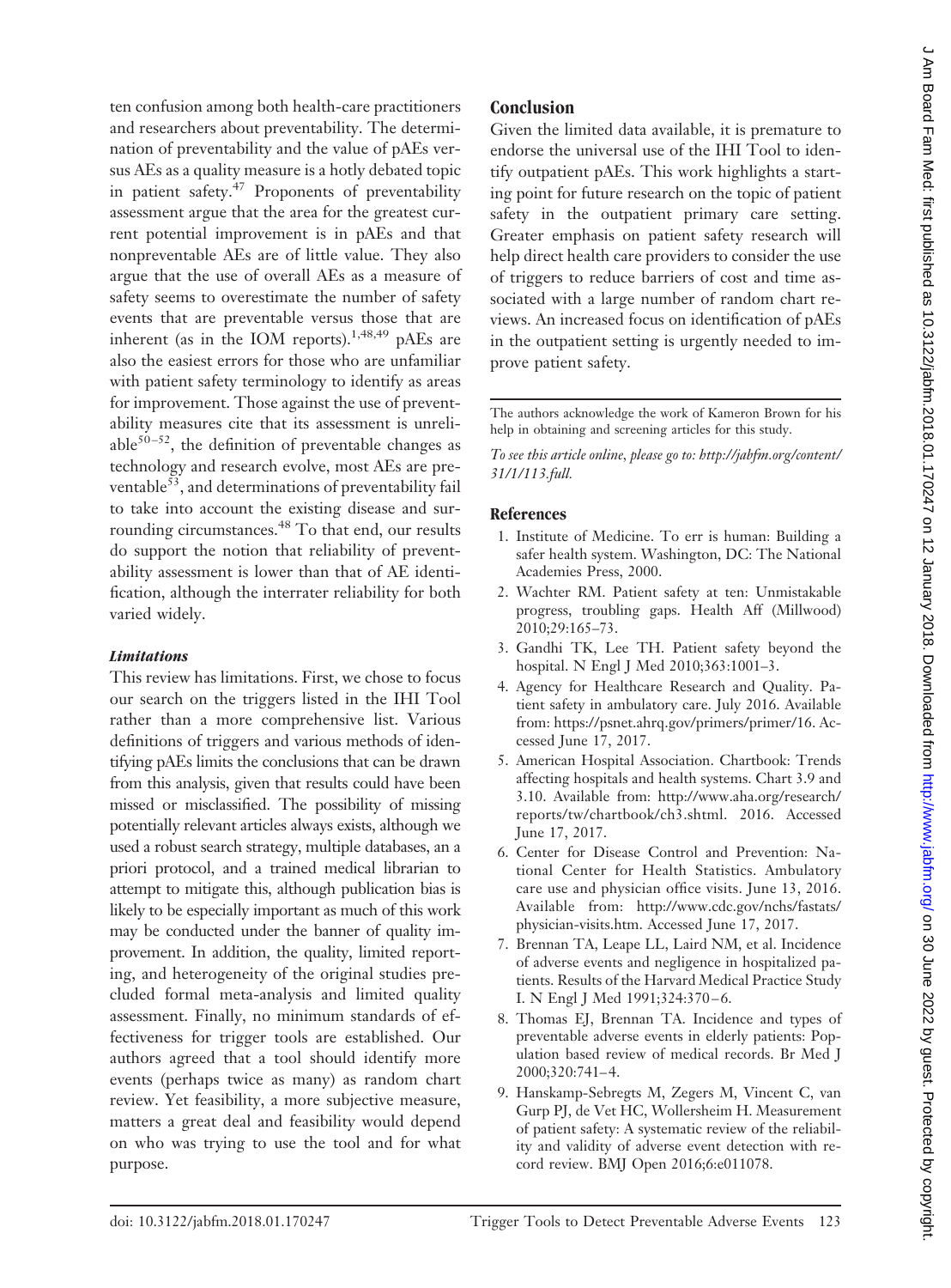ten confusion among both health-care practitioners and researchers about preventability. The determination of preventability and the value of pAEs versus AEs as a quality measure is a hotly debated topic in patient safety.[47] Proponents of preventability assessment argue that the area for the greatest current potential improvement is in pAEs and that nonpreventable AEs are of little value. They also argue that the use of overall AEs as a measure of safety seems to overestimate the number of safety events that are preventable versus those that are inherent (as in the IOM reports).[1,48,49] pAEs are also the easiest errors for those who are unfamiliar with patient safety terminology to identify as areas for improvement. Those against the use of preventability measures cite that its assessment is unreliable[50–52], the definition of preventable changes as technology and research evolve, most AEs are preventable[53], and determinations of preventability fail to take into account the existing disease and surrounding circumstances.[48] To that end, our results do support the notion that reliability of preventability assessment is lower than that of AE identification, although the interrater reliability for both varied widely.

### *Limitations*

This review has limitations. First, we chose to focus our search on the triggers listed in the IHI Tool rather than a more comprehensive list. Various definitions of triggers and various methods of identifying pAEs limits the conclusions that can be drawn from this analysis, given that results could have been missed or misclassified. The possibility of missing potentially relevant articles always exists, although we used a robust search strategy, multiple databases, an a priori protocol, and a trained medical librarian to attempt to mitigate this, although publication bias is likely to be especially important as much of this work may be conducted under the banner of quality improvement. In addition, the quality, limited reporting, and heterogeneity of the original studies precluded formal meta-analysis and limited quality assessment. Finally, no minimum standards of effectiveness for trigger tools are established. Our authors agreed that a tool should identify more events (perhaps twice as many) as random chart review. Yet feasibility, a more subjective measure, matters a great deal and feasibility would depend on who was trying to use the tool and for what purpose.

## Conclusion

Given the limited data available, it is premature to endorse the universal use of the IHI Tool to identify outpatient pAEs. This work highlights a starting point for future research on the topic of patient safety in the outpatient primary care setting. Greater emphasis on patient safety research will help direct health care providers to consider the use of triggers to reduce barriers of cost and time associated with a large number of random chart reviews. An increased focus on identification of pAEs in the outpatient setting is urgently needed to improve patient safety.

---

The authors acknowledge the work of Kameron Brown for his help in obtaining and screening articles for this study.

*To see this article online, please go to: http://jabfm.org/content/31/1/113.full.*

## References

1. Institute of Medicine. To err is human: Building a safer health system. Washington, DC: The National Academies Press, 2000.
2. Wachter RM. Patient safety at ten: Unmistakable progress, troubling gaps. Health Aff (Millwood) 2010;29:165–73.
3. Gandhi TK, Lee TH. Patient safety beyond the hospital. N Engl J Med 2010;363:1001–3.
4. Agency for Healthcare Research and Quality. Patient safety in ambulatory care. July 2016. Available from: https://psnet.ahrq.gov/primers/primer/16. Accessed June 17, 2017.
5. American Hospital Association. Chartbook: Trends affecting hospitals and health systems. Chart 3.9 and 3.10. Available from: http://www.aha.org/research/reports/tw/chartbook/ch3.shtml. 2016. Accessed June 17, 2017.
6. Center for Disease Control and Prevention: National Center for Health Statistics. Ambulatory care use and physician office visits. June 13, 2016. Available from: http://www.cdc.gov/nchs/fastats/physician-visits.htm. Accessed June 17, 2017.
7. Brennan TA, Leape LL, Laird NM, et al. Incidence of adverse events and negligence in hospitalized patients. Results of the Harvard Medical Practice Study I. N Engl J Med 1991;324:370–6.
8. Thomas EJ, Brennan TA. Incidence and types of preventable adverse events in elderly patients: Population based review of medical records. Br Med J 2000;320:741–4.
9. Hanskamp-Sebregts M, Zegers M, Vincent C, van Gurp PJ, de Vet HC, Wollersheim H. Measurement of patient safety: A systematic review of the reliability and validity of adverse event detection with record review. BMJ Open 2016;6:e011078.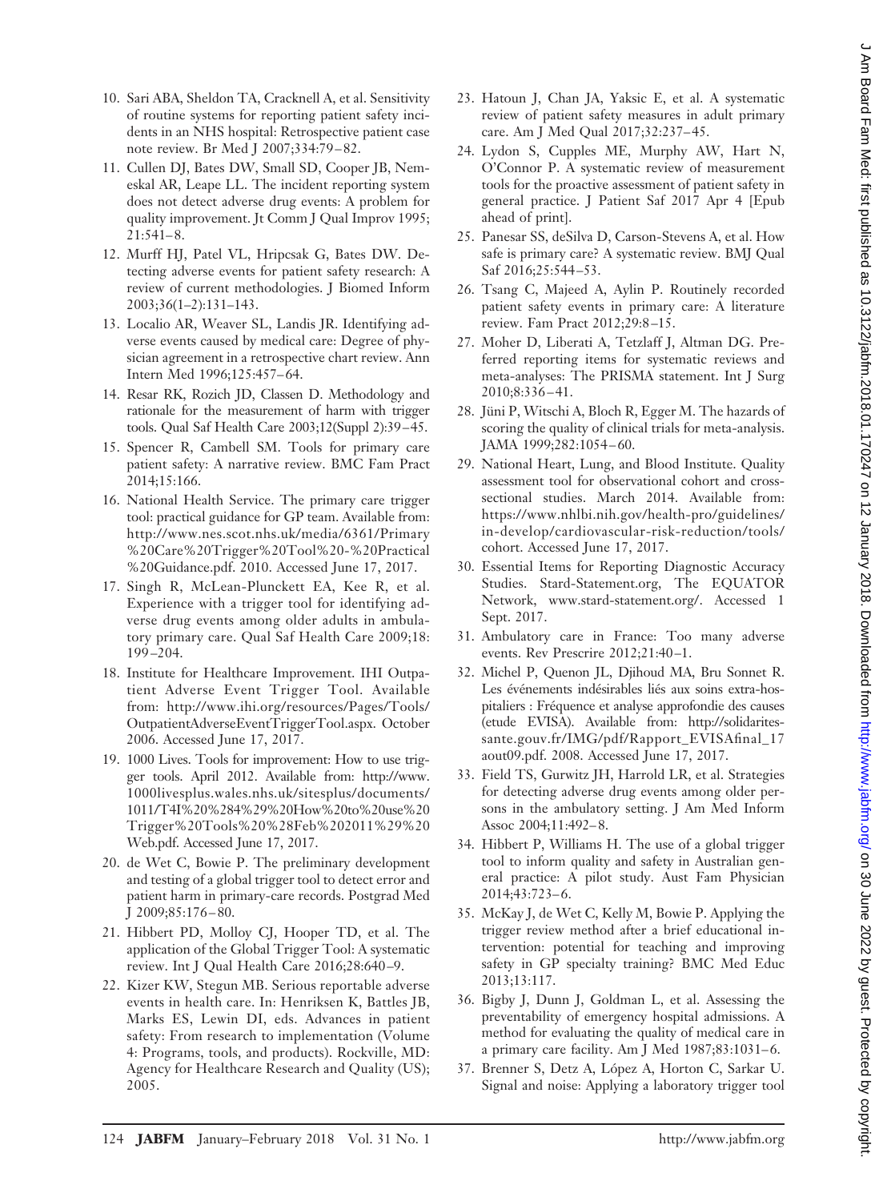10. Sari ABA, Sheldon TA, Cracknell A, et al. Sensitivity of routine systems for reporting patient safety incidents in an NHS hospital: Retrospective patient case note review. Br Med J 2007;334:79–82.
11. Cullen DJ, Bates DW, Small SD, Cooper JB, Nemeskal AR, Leape LL. The incident reporting system does not detect adverse drug events: A problem for quality improvement. Jt Comm J Qual Improv 1995; 21:541–8.
12. Murff HJ, Patel VL, Hripcsak G, Bates DW. Detecting adverse events for patient safety research: A review of current methodologies. J Biomed Inform 2003;36(1–2):131–143.
13. Localio AR, Weaver SL, Landis JR. Identifying adverse events caused by medical care: Degree of physician agreement in a retrospective chart review. Ann Intern Med 1996;125:457–64.
14. Resar RK, Rozich JD, Classen D. Methodology and rationale for the measurement of harm with trigger tools. Qual Saf Health Care 2003;12(Suppl 2):39–45.
15. Spencer R, Cambell SM. Tools for primary care patient safety: A narrative review. BMC Fam Pract 2014;15:166.
16. National Health Service. The primary care trigger tool: practical guidance for GP team. Available from: http://www.nes.scot.nhs.uk/media/6361/Primary%20Care%20Trigger%20Tool%20-%20Practical%20Guidance.pdf. 2010. Accessed June 17, 2017.
17. Singh R, McLean-Plunckett EA, Kee R, et al. Experience with a trigger tool for identifying adverse drug events among older adults in ambulatory primary care. Qual Saf Health Care 2009;18: 199–204.
18. Institute for Healthcare Improvement. IHI Outpatient Adverse Event Trigger Tool. Available from: http://www.ihi.org/resources/Pages/Tools/OutpatientAdverseEventTriggerTool.aspx. October 2006. Accessed June 17, 2017.
19. 1000 Lives. Tools for improvement: How to use trigger tools. April 2012. Available from: http://www.1000livesplus.wales.nhs.uk/sitesplus/documents/1011/T4I%20%284%29%20How%20to%20use%20Trigger%20Tools%20%28Feb%202011%29%20Web.pdf. Accessed June 17, 2017.
20. de Wet C, Bowie P. The preliminary development and testing of a global trigger tool to detect error and patient harm in primary-care records. Postgrad Med J 2009;85:176–80.
21. Hibbert PD, Molloy CJ, Hooper TD, et al. The application of the Global Trigger Tool: A systematic review. Int J Qual Health Care 2016;28:640–9.
22. Kizer KW, Stegun MB. Serious reportable adverse events in health care. In: Henriksen K, Battles JB, Marks ES, Lewin DI, eds. Advances in patient safety: From research to implementation (Volume 4: Programs, tools, and products). Rockville, MD: Agency for Healthcare Research and Quality (US); 2005.
23. Hatoun J, Chan JA, Yaksic E, et al. A systematic review of patient safety measures in adult primary care. Am J Med Qual 2017;32:237–45.
24. Lydon S, Cupples ME, Murphy AW, Hart N, O'Connor P. A systematic review of measurement tools for the proactive assessment of patient safety in general practice. J Patient Saf 2017 Apr 4 [Epub ahead of print].
25. Panesar SS, deSilva D, Carson-Stevens A, et al. How safe is primary care? A systematic review. BMJ Qual Saf 2016;25:544–53.
26. Tsang C, Majeed A, Aylin P. Routinely recorded patient safety events in primary care: A literature review. Fam Pract 2012;29:8–15.
27. Moher D, Liberati A, Tetzlaff J, Altman DG. Preferred reporting items for systematic reviews and meta-analyses: The PRISMA statement. Int J Surg 2010;8:336–41.
28. Jüni P, Witschi A, Bloch R, Egger M. The hazards of scoring the quality of clinical trials for meta-analysis. JAMA 1999;282:1054–60.
29. National Heart, Lung, and Blood Institute. Quality assessment tool for observational cohort and cross-sectional studies. March 2014. Available from: https://www.nhlbi.nih.gov/health-pro/guidelines/in-develop/cardiovascular-risk-reduction/tools/cohort. Accessed June 17, 2017.
30. Essential Items for Reporting Diagnostic Accuracy Studies. Stard-Statement.org, The EQUATOR Network, www.stard-statement.org/. Accessed 1 Sept. 2017.
31. Ambulatory care in France: Too many adverse events. Rev Prescrire 2012;21:40–1.
32. Michel P, Quenon JL, Djihoud MA, Bru Sonnet R. Les événements indésirables liés aux soins extra-hospitaliers : Fréquence et analyse approfondie des causes (etude EVISA). Available from: http://solidarites-sante.gouv.fr/IMG/pdf/Rapport_EVISAfinal_17aout09.pdf. 2008. Accessed June 17, 2017.
33. Field TS, Gurwitz JH, Harrold LR, et al. Strategies for detecting adverse drug events among older persons in the ambulatory setting. J Am Med Inform Assoc 2004;11:492–8.
34. Hibbert P, Williams H. The use of a global trigger tool to inform quality and safety in Australian general practice: A pilot study. Aust Fam Physician 2014;43:723–6.
35. McKay J, de Wet C, Kelly M, Bowie P. Applying the trigger review method after a brief educational intervention: potential for teaching and improving safety in GP specialty training? BMC Med Educ 2013;13:117.
36. Bigby J, Dunn J, Goldman L, et al. Assessing the preventability of emergency hospital admissions. A method for evaluating the quality of medical care in a primary care facility. Am J Med 1987;83:1031–6.
37. Brenner S, Detz A, López A, Horton C, Sarkar U. Signal and noise: Applying a laboratory trigger tool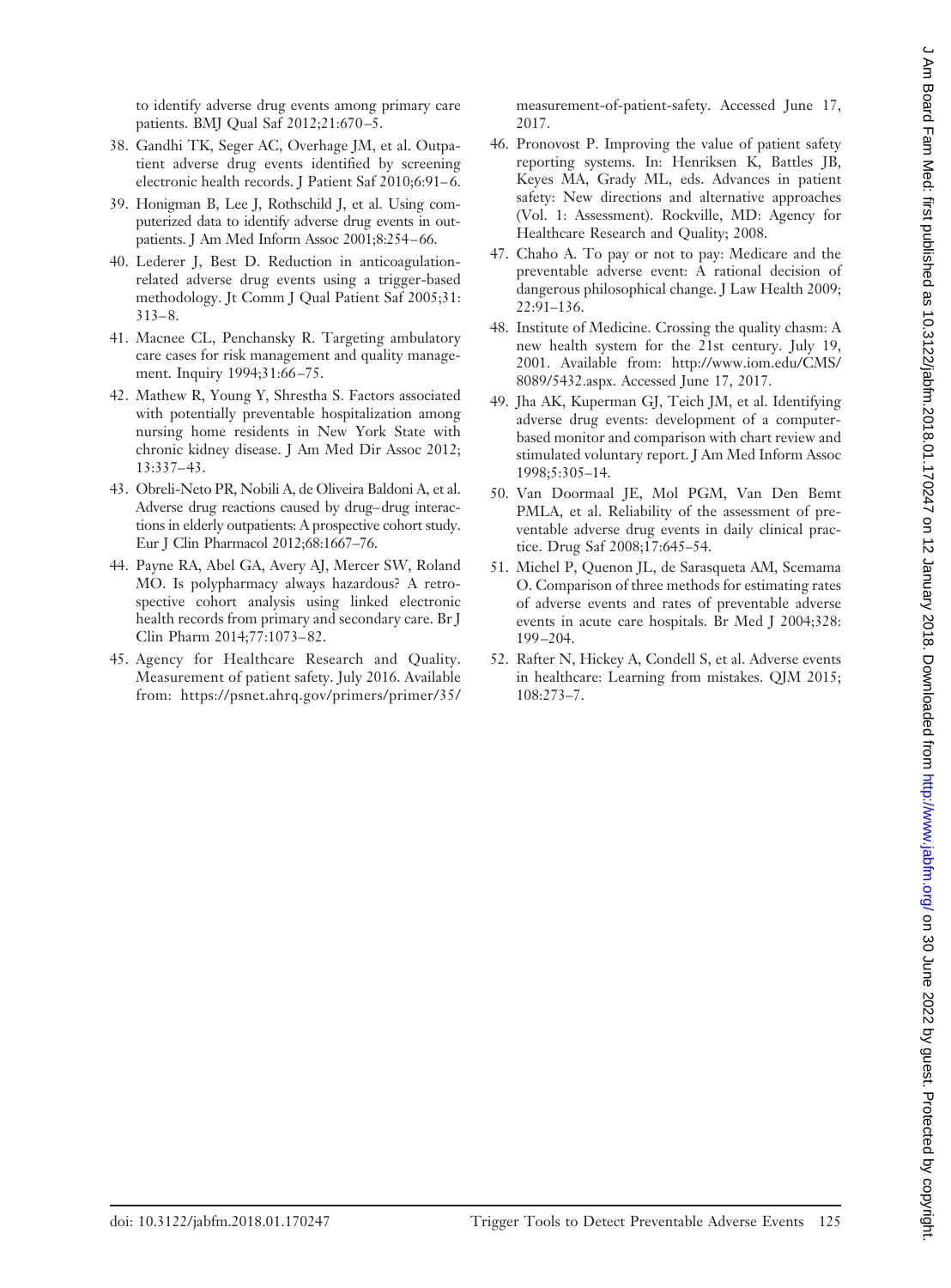to identify adverse drug events among primary care patients. BMJ Qual Saf 2012;21:670–5.

38. Gandhi TK, Seger AC, Overhage JM, et al. Outpatient adverse drug events identified by screening electronic health records. J Patient Saf 2010;6:91–6.
39. Honigman B, Lee J, Rothschild J, et al. Using computerized data to identify adverse drug events in outpatients. J Am Med Inform Assoc 2001;8:254–66.
40. Lederer J, Best D. Reduction in anticoagulation-related adverse drug events using a trigger-based methodology. Jt Comm J Qual Patient Saf 2005;31: 313–8.
41. Macnee CL, Penchansky R. Targeting ambulatory care cases for risk management and quality management. Inquiry 1994;31:66–75.
42. Mathew R, Young Y, Shrestha S. Factors associated with potentially preventable hospitalization among nursing home residents in New York State with chronic kidney disease. J Am Med Dir Assoc 2012; 13:337–43.
43. Obreli-Neto PR, Nobili A, de Oliveira Baldoni A, et al. Adverse drug reactions caused by drug–drug interactions in elderly outpatients: A prospective cohort study. Eur J Clin Pharmacol 2012;68:1667–76.
44. Payne RA, Abel GA, Avery AJ, Mercer SW, Roland MO. Is polypharmacy always hazardous? A retrospective cohort analysis using linked electronic health records from primary and secondary care. Br J Clin Pharm 2014;77:1073–82.
45. Agency for Healthcare Research and Quality. Measurement of patient safety. July 2016. Available from: https://psnet.ahrq.gov/primers/primer/35/measurement-of-patient-safety. Accessed June 17, 2017.
46. Pronovost P. Improving the value of patient safety reporting systems. In: Henriksen K, Battles JB, Keyes MA, Grady ML, eds. Advances in patient safety: New directions and alternative approaches (Vol. 1: Assessment). Rockville, MD: Agency for Healthcare Research and Quality; 2008.
47. Chaho A. To pay or not to pay: Medicare and the preventable adverse event: A rational decision of dangerous philosophical change. J Law Health 2009; 22:91–136.
48. Institute of Medicine. Crossing the quality chasm: A new health system for the 21st century. July 19, 2001. Available from: http://www.iom.edu/CMS/8089/5432.aspx. Accessed June 17, 2017.
49. Jha AK, Kuperman GJ, Teich JM, et al. Identifying adverse drug events: development of a computer-based monitor and comparison with chart review and stimulated voluntary report. J Am Med Inform Assoc 1998;5:305–14.
50. Van Doormaal JE, Mol PGM, Van Den Bemt PMLA, et al. Reliability of the assessment of preventable adverse drug events in daily clinical practice. Drug Saf 2008;17:645–54.
51. Michel P, Quenon JL, de Sarasqueta AM, Scemama O. Comparison of three methods for estimating rates of adverse events and rates of preventable adverse events in acute care hospitals. Br Med J 2004;328: 199–204.
52. Rafter N, Hickey A, Condell S, et al. Adverse events in healthcare: Learning from mistakes. QJM 2015; 108:273–7.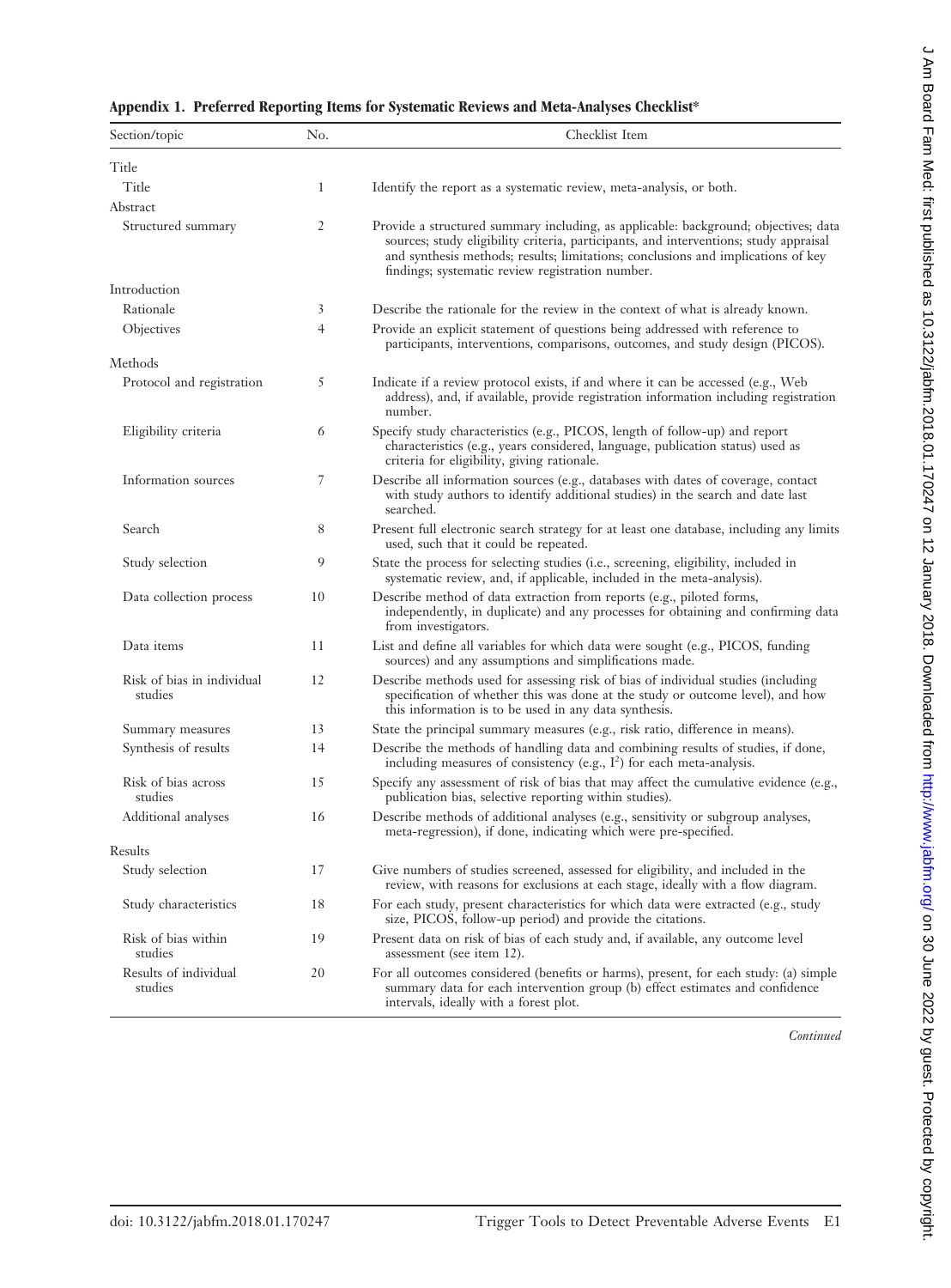**Appendix 1. Preferred Reporting Items for Systematic Reviews and Meta-Analyses Checklist***

| Section/topic | No. | Checklist Item |
|---|---|---|
| Title | | |
| Title | 1 | Identify the report as a systematic review, meta-analysis, or both. |
| Abstract | | |
| Structured summary | 2 | Provide a structured summary including, as applicable: background; objectives; data sources; study eligibility criteria, participants, and interventions; study appraisal and synthesis methods; results; limitations; conclusions and implications of key findings; systematic review registration number. |
| Introduction | | |
| Rationale | 3 | Describe the rationale for the review in the context of what is already known. |
| Objectives | 4 | Provide an explicit statement of questions being addressed with reference to participants, interventions, comparisons, outcomes, and study design (PICOS). |
| Methods | | |
| Protocol and registration | 5 | Indicate if a review protocol exists, if and where it can be accessed (e.g., Web address), and, if available, provide registration information including registration number. |
| Eligibility criteria | 6 | Specify study characteristics (e.g., PICOS, length of follow-up) and report characteristics (e.g., years considered, language, publication status) used as criteria for eligibility, giving rationale. |
| Information sources | 7 | Describe all information sources (e.g., databases with dates of coverage, contact with study authors to identify additional studies) in the search and date last searched. |
| Search | 8 | Present full electronic search strategy for at least one database, including any limits used, such that it could be repeated. |
| Study selection | 9 | State the process for selecting studies (i.e., screening, eligibility, included in systematic review, and, if applicable, included in the meta-analysis). |
| Data collection process | 10 | Describe method of data extraction from reports (e.g., piloted forms, independently, in duplicate) and any processes for obtaining and confirming data from investigators. |
| Data items | 11 | List and define all variables for which data were sought (e.g., PICOS, funding sources) and any assumptions and simplifications made. |
| Risk of bias in individual studies | 12 | Describe methods used for assessing risk of bias of individual studies (including specification of whether this was done at the study or outcome level), and how this information is to be used in any data synthesis. |
| Summary measures | 13 | State the principal summary measures (e.g., risk ratio, difference in means). |
| Synthesis of results | 14 | Describe the methods of handling data and combining results of studies, if done, including measures of consistency (e.g., $I^2$) for each meta-analysis. |
| Risk of bias across studies | 15 | Specify any assessment of risk of bias that may affect the cumulative evidence (e.g., publication bias, selective reporting within studies). |
| Additional analyses | 16 | Describe methods of additional analyses (e.g., sensitivity or subgroup analyses, meta-regression), if done, indicating which were pre-specified. |
| Results | | |
| Study selection | 17 | Give numbers of studies screened, assessed for eligibility, and included in the review, with reasons for exclusions at each stage, ideally with a flow diagram. |
| Study characteristics | 18 | For each study, present characteristics for which data were extracted (e.g., study size, PICOS, follow-up period) and provide the citations. |
| Risk of bias within studies | 19 | Present data on risk of bias of each study and, if available, any outcome level assessment (see item 12). |
| Results of individual studies | 20 | For all outcomes considered (benefits or harms), present, for each study: (a) simple summary data for each intervention group (b) effect estimates and confidence intervals, ideally with a forest plot. |

*Continued*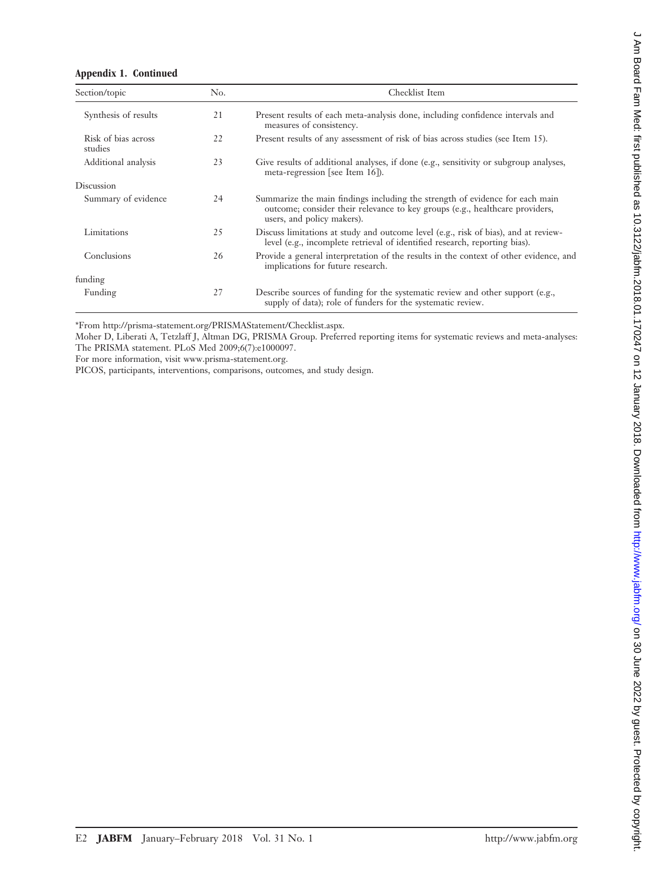**Appendix 1. Continued**

| Section/topic | No. | Checklist Item |
|---|---|---|
| Synthesis of results | 21 | Present results of each meta-analysis done, including confidence intervals and measures of consistency. |
| Risk of bias across studies | 22 | Present results of any assessment of risk of bias across studies (see Item 15). |
| Additional analysis | 23 | Give results of additional analyses, if done (e.g., sensitivity or subgroup analyses, meta-regression [see Item 16]). |
| Discussion | | |
| Summary of evidence | 24 | Summarize the main findings including the strength of evidence for each main outcome; consider their relevance to key groups (e.g., healthcare providers, users, and policy makers). |
| Limitations | 25 | Discuss limitations at study and outcome level (e.g., risk of bias), and at review-level (e.g., incomplete retrieval of identified research, reporting bias). |
| Conclusions | 26 | Provide a general interpretation of the results in the context of other evidence, and implications for future research. |
| funding | | |
| Funding | 27 | Describe sources of funding for the systematic review and other support (e.g., supply of data); role of funders for the systematic review. |

*From http://prisma-statement.org/PRISMAStatement/Checklist.aspx.

Moher D, Liberati A, Tetzlaff J, Altman DG, PRISMA Group. Preferred reporting items for systematic reviews and meta-analyses: The PRISMA statement. PLoS Med 2009;6(7):e1000097.

For more information, visit www.prisma-statement.org.

PICOS, participants, interventions, comparisons, outcomes, and study design.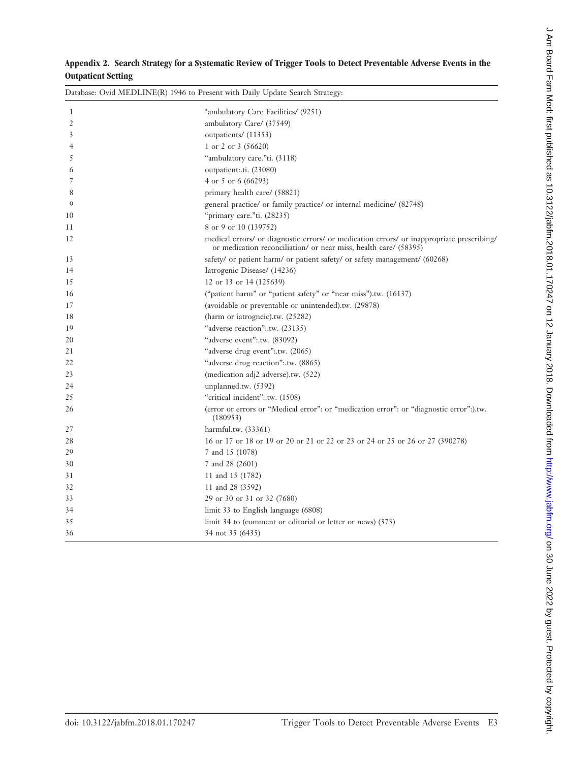**Appendix 2. Search Strategy for a Systematic Review of Trigger Tools to Detect Preventable Adverse Events in the Outpatient Setting**

| Database: Ovid MEDLINE(R) 1946 to Present with Daily Update Search Strategy: | |
|---|---|
| 1 | *ambulatory Care Facilities/ (9251) |
| 2 | ambulatory Care/ (37549) |
| 3 | outpatients/ (11353) |
| 4 | 1 or 2 or 3 (56620) |
| 5 | "ambulatory care."ti. (3118) |
| 6 | outpatient:.ti. (23080) |
| 7 | 4 or 5 or 6 (66293) |
| 8 | primary health care/ (58821) |
| 9 | general practice/ or family practice/ or internal medicine/ (82748) |
| 10 | "primary care."ti. (28235) |
| 11 | 8 or 9 or 10 (139752) |
| 12 | medical errors/ or diagnostic errors/ or medication errors/ or inappropriate prescribing/ or medication reconciliation/ or near miss, health care/ (58395) |
| 13 | safety/ or patient harm/ or patient safety/ or safety management/ (60268) |
| 14 | Iatrogenic Disease/ (14236) |
| 15 | 12 or 13 or 14 (125639) |
| 16 | ("patient harm" or "patient safety" or "near miss").tw. (16137) |
| 17 | (avoidable or preventable or unintended).tw. (29878) |
| 18 | (harm or iatrogneic).tw. (25282) |
| 19 | "adverse reaction":.tw. (23135) |
| 20 | "adverse event":.tw. (83092) |
| 21 | "adverse drug event":.tw. (2065) |
| 22 | "adverse drug reaction":.tw. (8865) |
| 23 | (medication adj2 adverse).tw. (522) |
| 24 | unplanned.tw. (5392) |
| 25 | "critical incident":.tw. (1508) |
| 26 | (error or errors or "Medical error": or "medication error": or "diagnostic error":).tw. (180953) |
| 27 | harmful.tw. (33361) |
| 28 | 16 or 17 or 18 or 19 or 20 or 21 or 22 or 23 or 24 or 25 or 26 or 27 (390278) |
| 29 | 7 and 15 (1078) |
| 30 | 7 and 28 (2601) |
| 31 | 11 and 15 (1782) |
| 32 | 11 and 28 (3592) |
| 33 | 29 or 30 or 31 or 32 (7680) |
| 34 | limit 33 to English language (6808) |
| 35 | limit 34 to (comment or editorial or letter or news) (373) |
| 36 | 34 not 35 (6435) |